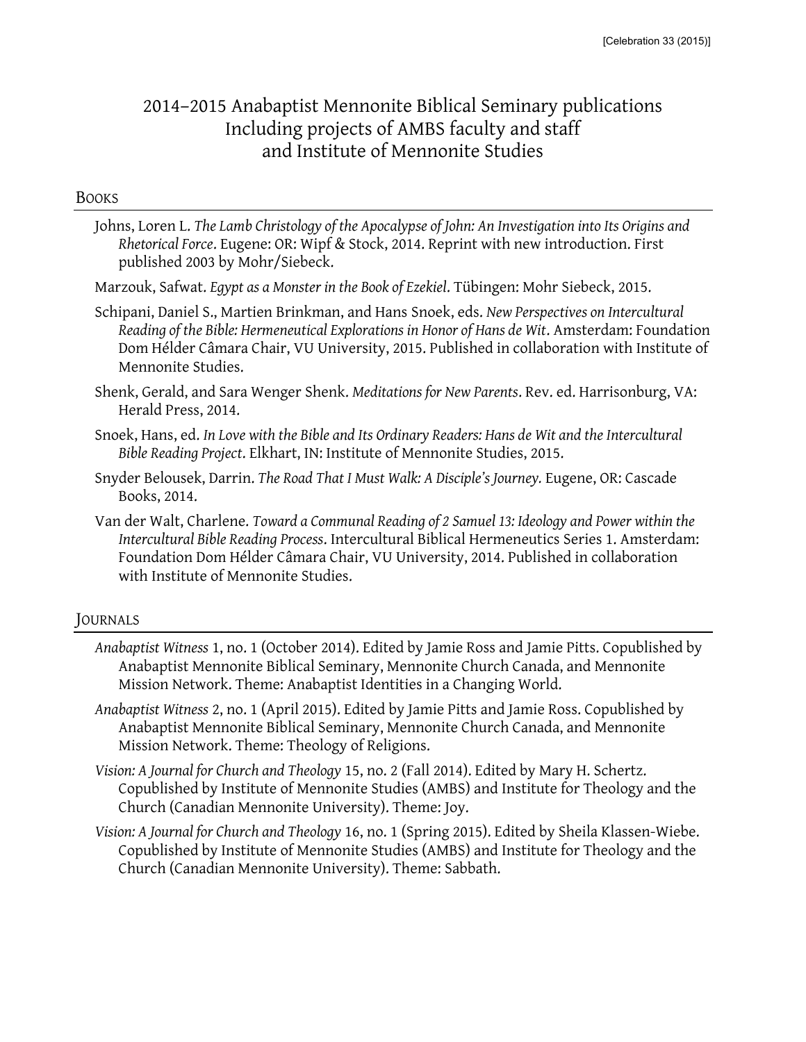# 2014–2015 Anabaptist Mennonite Biblical Seminary publications Including projects of AMBS faculty and staff and Institute of Mennonite Studies

## Books

Johns, Loren L. *The Lamb Christology of the Apocalypse of John: An Investigation into Its Origins and Rhetorical Force*. Eugene: OR: Wipf & Stock, 2014. Reprint with new introduction. First published 2003 by Mohr/Siebeck.

Marzouk, Safwat. *Egypt as a Monster in the Book of Ezekiel*. Tübingen: Mohr Siebeck, 2015.

Schipani, Daniel S., Martien Brinkman, and Hans Snoek, eds. *New Perspectives on Intercultural Reading of the Bible: Hermeneutical Explorations in Honor of Hans de Wit*. Amsterdam: Foundation Dom Hélder Câmara Chair, VU University, 2015. Published in collaboration with Institute of Mennonite Studies.

Shenk, Gerald, and Sara Wenger Shenk. *Meditations for New Parents*. Rev. ed. Harrisonburg, VA: Herald Press, 2014.

Snoek, Hans, ed. *In Love with the Bible and Its Ordinary Readers: Hans de Wit and the Intercultural Bible Reading Project*. Elkhart, IN: Institute of Mennonite Studies, 2015.

Snyder Belousek, Darrin. *The Road That I Must Walk: A Disciple's Journey.* Eugene, OR: Cascade Books, 2014.

Van der Walt, Charlene. *Toward a Communal Reading of 2 Samuel 13: Ideology and Power within the Intercultural Bible Reading Process*. Intercultural Biblical Hermeneutics Series 1. Amsterdam: Foundation Dom Hélder Câmara Chair, VU University, 2014. Published in collaboration with Institute of Mennonite Studies.

## Journals

*Anabaptist Witness* 1, no. 1 (October 2014). Edited by Jamie Ross and Jamie Pitts. Copublished by Anabaptist Mennonite Biblical Seminary, Mennonite Church Canada, and Mennonite Mission Network. Theme: Anabaptist Identities in a Changing World.

*Anabaptist Witness* 2, no. 1 (April 2015). Edited by Jamie Pitts and Jamie Ross. Copublished by Anabaptist Mennonite Biblical Seminary, Mennonite Church Canada, and Mennonite Mission Network. Theme: Theology of Religions.

*Vision: A Journal for Church and Theology* 15, no. 2 (Fall 2014). Edited by Mary H. Schertz. Copublished by Institute of Mennonite Studies (AMBS) and Institute for Theology and the Church (Canadian Mennonite University). Theme: Joy.

*Vision: A Journal for Church and Theology* 16, no. 1 (Spring 2015). Edited by Sheila Klassen-Wiebe. Copublished by Institute of Mennonite Studies (AMBS) and Institute for Theology and the Church (Canadian Mennonite University). Theme: Sabbath.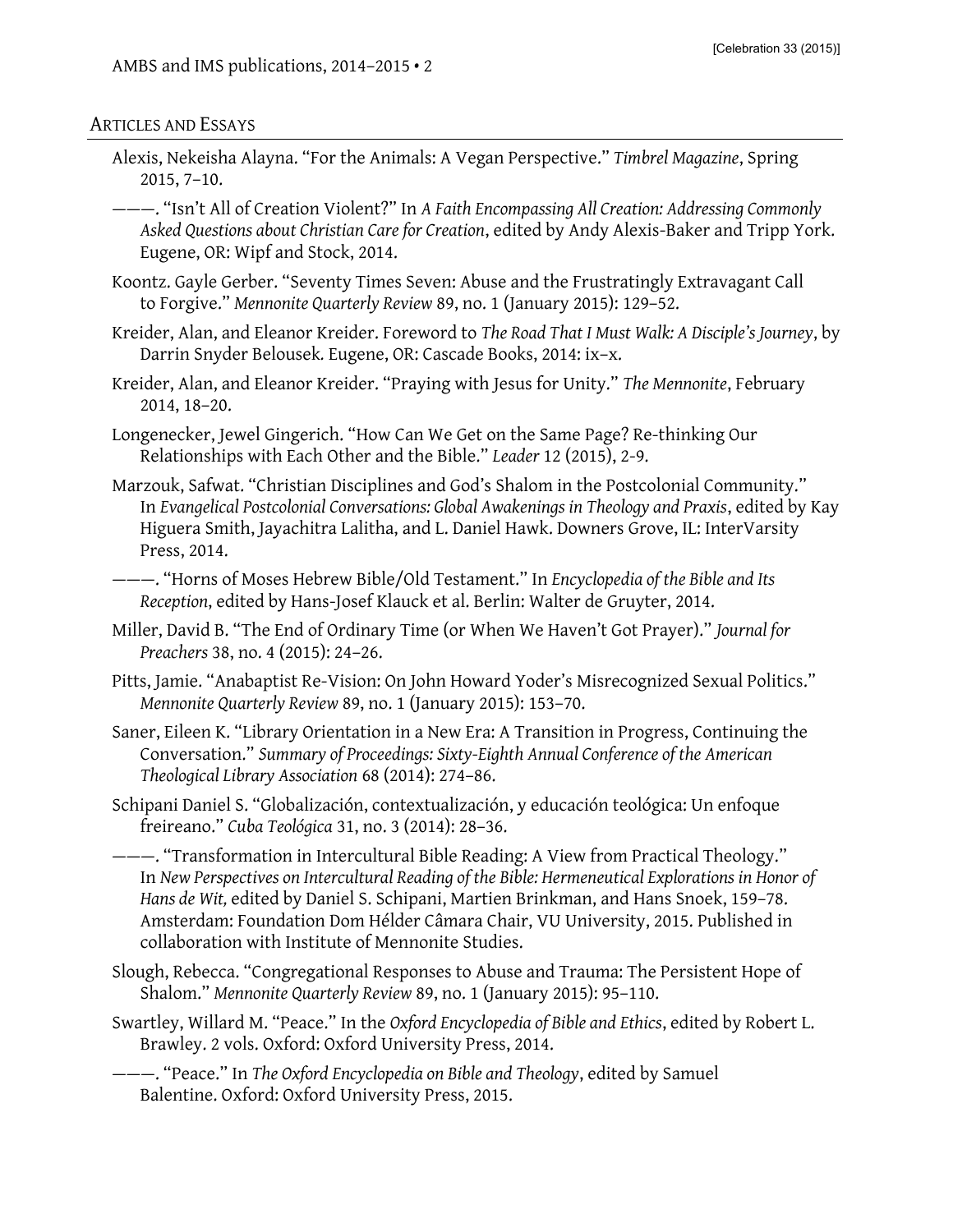## Articles and Essays

Alexis, Nekeisha Alayna. “For the Animals: A Vegan Perspective.” *Timbrel Magazine*, Spring 2015, 7–10.

———. “Isn’t All of Creation Violent?” In *A Faith Encompassing All Creation: Addressing Commonly Asked Questions about Christian Care for Creation*, edited by Andy Alexis-Baker and Tripp York. Eugene, OR: Wipf and Stock, 2014.

Koontz. Gayle Gerber. “Seventy Times Seven: Abuse and the Frustratingly Extravagant Call to Forgive.” *Mennonite Quarterly Review* 89, no. 1 (January 2015): 129–52.

Kreider, Alan, and Eleanor Kreider. Foreword to *The Road That I Must Walk: A Disciple’s Journey*, by Darrin Snyder Belousek. Eugene, OR: Cascade Books, 2014: ix–x.

Kreider, Alan, and Eleanor Kreider. “Praying with Jesus for Unity.” *The Mennonite*, February 2014, 18–20.

Longenecker, Jewel Gingerich. “How Can We Get on the Same Page? Re-thinking Our Relationships with Each Other and the Bible.” *Leader* 12 (2015), 2-9.

Marzouk, Safwat. “Christian Disciplines and God’s Shalom in the Postcolonial Community.” In *Evangelical Postcolonial Conversations: Global Awakenings in Theology and Praxis*, edited by Kay Higuera Smith, Jayachitra Lalitha, and L. Daniel Hawk. Downers Grove, IL: InterVarsity Press, 2014.

———. “Horns of Moses Hebrew Bible/Old Testament.” In *Encyclopedia of the Bible and Its Reception*, edited by Hans-Josef Klauck et al. Berlin: Walter de Gruyter, 2014.

Miller, David B. “The End of Ordinary Time (or When We Haven’t Got Prayer).” *Journal for Preachers* 38, no. 4 (2015): 24–26.

Pitts, Jamie. “Anabaptist Re-Vision: On John Howard Yoder’s Misrecognized Sexual Politics.” *Mennonite Quarterly Review* 89, no. 1 (January 2015): 153–70.

Saner, Eileen K. “Library Orientation in a New Era: A Transition in Progress, Continuing the Conversation.” *Summary of Proceedings: Sixty-Eighth Annual Conference of the American Theological Library Association* 68 (2014): 274–86.

Schipani Daniel S. “Globalización, contextualización, y educación teológica: Un enfoque freireano.” *Cuba Teológica* 31, no. 3 (2014): 28–36.

———. “Transformation in Intercultural Bible Reading: A View from Practical Theology.” In *New Perspectives on Intercultural Reading of the Bible: Hermeneutical Explorations in Honor of Hans de Wit,* edited by Daniel S. Schipani, Martien Brinkman, and Hans Snoek, 159–78. Amsterdam: Foundation Dom Hélder Câmara Chair, VU University, 2015. Published in collaboration with Institute of Mennonite Studies.

Slough, Rebecca. “Congregational Responses to Abuse and Trauma: The Persistent Hope of Shalom.” *Mennonite Quarterly Review* 89, no. 1 (January 2015): 95–110.

Swartley, Willard M. “Peace.” In the *Oxford Encyclopedia of Bible and Ethics*, edited by Robert L. Brawley. 2 vols. Oxford: Oxford University Press, 2014.

———. “Peace.” In *The Oxford Encyclopedia on Bible and Theology*, edited by Samuel Balentine. Oxford: Oxford University Press, 2015.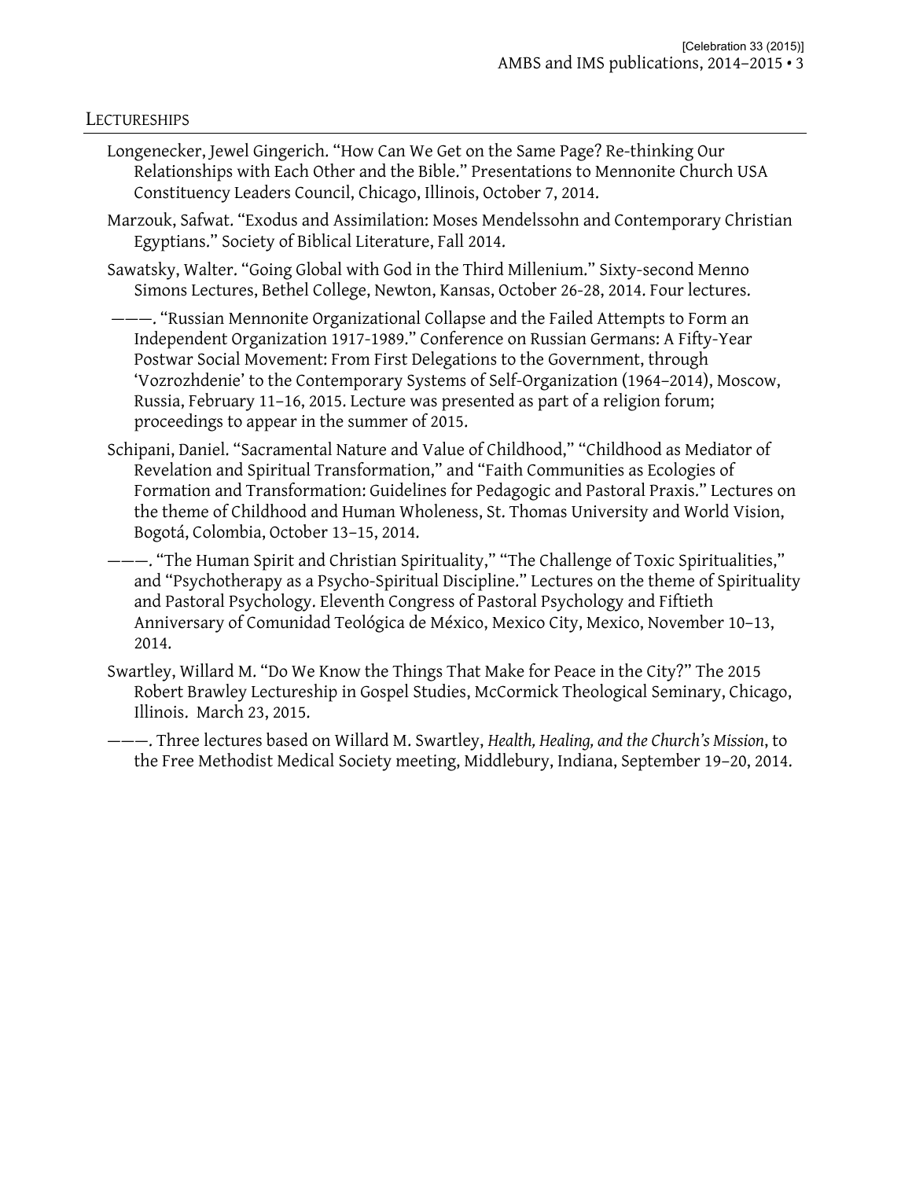## Lectureships

Longenecker, Jewel Gingerich. "How Can We Get on the Same Page? Re-thinking Our Relationships with Each Other and the Bible." Presentations to Mennonite Church USA Constituency Leaders Council, Chicago, Illinois, October 7, 2014.

Marzouk, Safwat. "Exodus and Assimilation: Moses Mendelssohn and Contemporary Christian Egyptians." Society of Biblical Literature, Fall 2014.

Sawatsky, Walter. "Going Global with God in the Third Millenium." Sixty-second Menno Simons Lectures, Bethel College, Newton, Kansas, October 26-28, 2014. Four lectures.

———. "Russian Mennonite Organizational Collapse and the Failed Attempts to Form an Independent Organization 1917-1989." Conference on Russian Germans: A Fifty-Year Postwar Social Movement: From First Delegations to the Government, through 'Vozrozhdenie' to the Contemporary Systems of Self-Organization (1964–2014), Moscow, Russia, February 11–16, 2015. Lecture was presented as part of a religion forum; proceedings to appear in the summer of 2015.

Schipani, Daniel. "Sacramental Nature and Value of Childhood," "Childhood as Mediator of Revelation and Spiritual Transformation," and "Faith Communities as Ecologies of Formation and Transformation: Guidelines for Pedagogic and Pastoral Praxis." Lectures on the theme of Childhood and Human Wholeness, St. Thomas University and World Vision, Bogotá, Colombia, October 13–15, 2014.

———. "The Human Spirit and Christian Spirituality," "The Challenge of Toxic Spiritualities," and "Psychotherapy as a Psycho-Spiritual Discipline." Lectures on the theme of Spirituality and Pastoral Psychology. Eleventh Congress of Pastoral Psychology and Fiftieth Anniversary of Comunidad Teológica de México, Mexico City, Mexico, November 10–13, 2014.

Swartley, Willard M. "Do We Know the Things That Make for Peace in the City?" The 2015 Robert Brawley Lectureship in Gospel Studies, McCormick Theological Seminary, Chicago, Illinois. March 23, 2015.

———. Three lectures based on Willard M. Swartley, *Health, Healing, and the Church's Mission*, to the Free Methodist Medical Society meeting, Middlebury, Indiana, September 19–20, 2014.